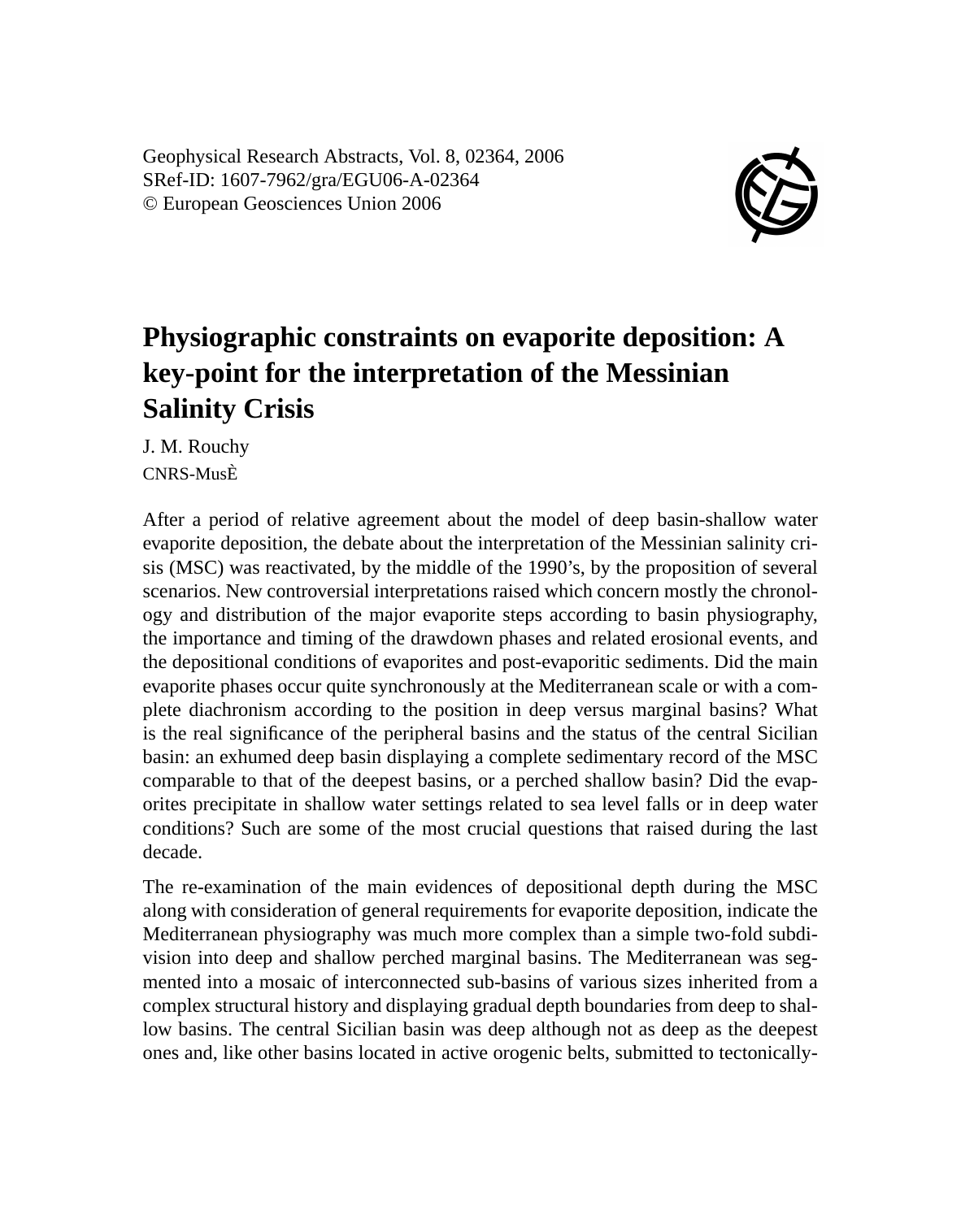Geophysical Research Abstracts, Vol. 8, 02364, 2006
SRef-ID: 1607-7962/gra/EGU06-A-02364
© European Geosciences Union 2006

# Physiographic constraints on evaporite deposition: A key-point for the interpretation of the Messinian Salinity Crisis

J. M. Rouchy

CNRS-MusÈ

After a period of relative agreement about the model of deep basin-shallow water evaporite deposition, the debate about the interpretation of the Messinian salinity crisis (MSC) was reactivated, by the middle of the 1990's, by the proposition of several scenarios. New controversial interpretations raised which concern mostly the chronology and distribution of the major evaporite steps according to basin physiography, the importance and timing of the drawdown phases and related erosional events, and the depositional conditions of evaporites and post-evaporitic sediments. Did the main evaporite phases occur quite synchronously at the Mediterranean scale or with a complete diachronism according to the position in deep versus marginal basins? What is the real significance of the peripheral basins and the status of the central Sicilian basin: an exhumed deep basin displaying a complete sedimentary record of the MSC comparable to that of the deepest basins, or a perched shallow basin? Did the evaporites precipitate in shallow water settings related to sea level falls or in deep water conditions? Such are some of the most crucial questions that raised during the last decade.

The re-examination of the main evidences of depositional depth during the MSC along with consideration of general requirements for evaporite deposition, indicate the Mediterranean physiography was much more complex than a simple two-fold subdivision into deep and shallow perched marginal basins. The Mediterranean was segmented into a mosaic of interconnected sub-basins of various sizes inherited from a complex structural history and displaying gradual depth boundaries from deep to shallow basins. The central Sicilian basin was deep although not as deep as the deepest ones and, like other basins located in active orogenic belts, submitted to tectonically-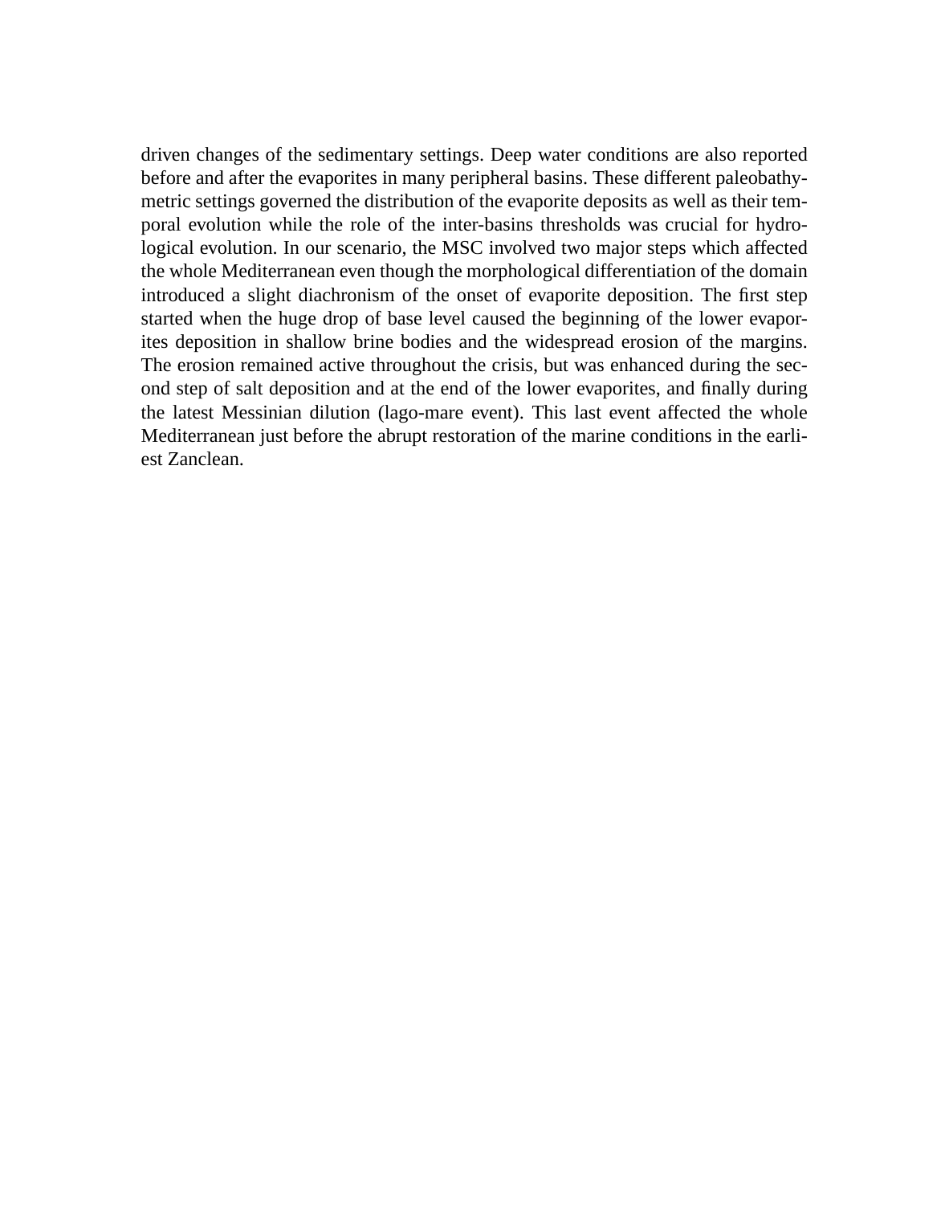driven changes of the sedimentary settings. Deep water conditions are also reported before and after the evaporites in many peripheral basins. These different paleobathymetric settings governed the distribution of the evaporite deposits as well as their temporal evolution while the role of the inter-basins thresholds was crucial for hydrological evolution. In our scenario, the MSC involved two major steps which affected the whole Mediterranean even though the morphological differentiation of the domain introduced a slight diachronism of the onset of evaporite deposition. The first step started when the huge drop of base level caused the beginning of the lower evaporites deposition in shallow brine bodies and the widespread erosion of the margins. The erosion remained active throughout the crisis, but was enhanced during the second step of salt deposition and at the end of the lower evaporites, and finally during the latest Messinian dilution (lago-mare event). This last event affected the whole Mediterranean just before the abrupt restoration of the marine conditions in the earliest Zanclean.